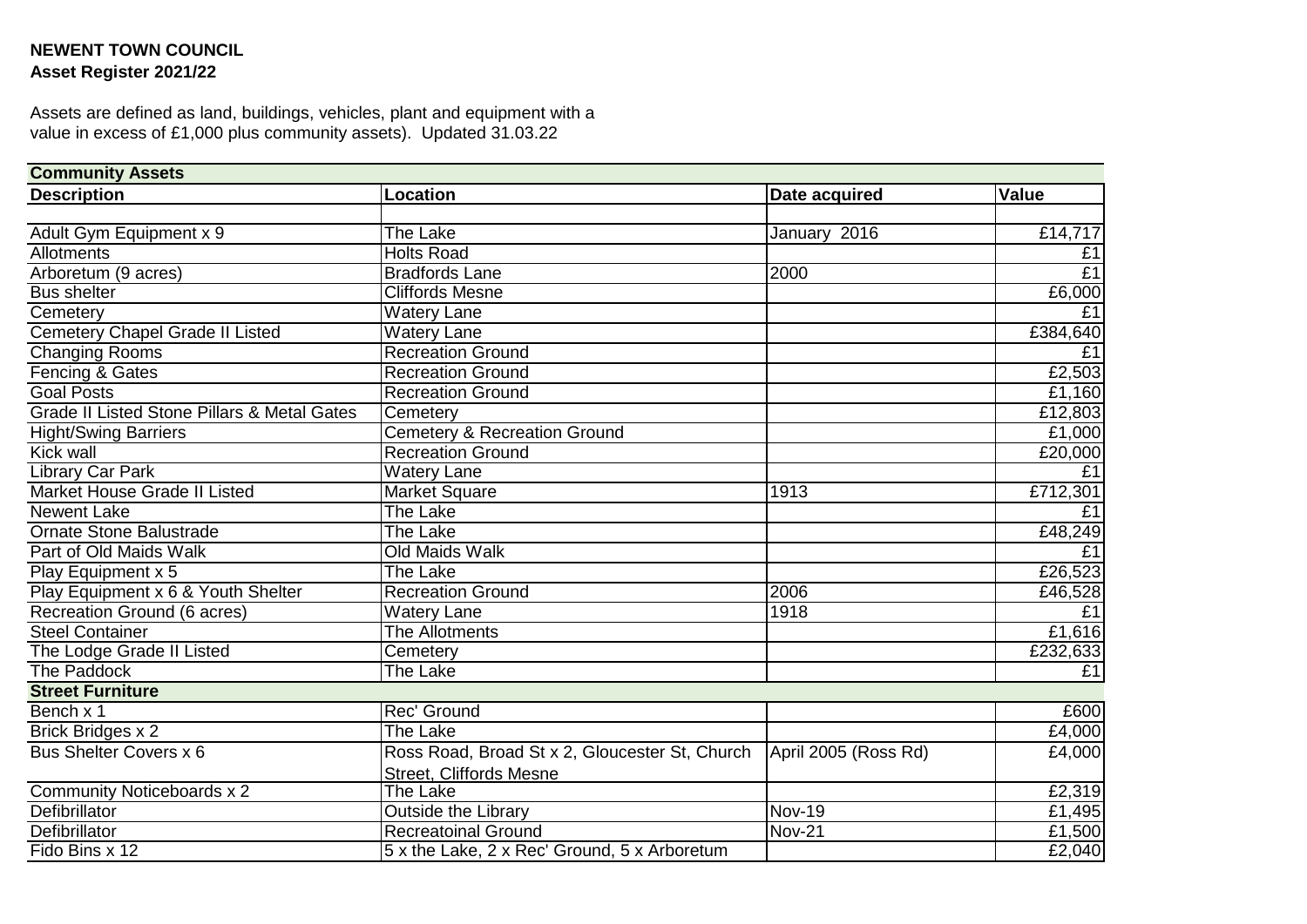**NEWENT TOWN COUNCIL**
**Asset Register 2021/22**

Assets are defined as land, buildings, vehicles, plant and equipment with a value in excess of £1,000 plus community assets). Updated 31.03.22

| **Community Assets** | | | |
|---|---|---|---|
| **Description** | **Location** | **Date acquired** | **Value** |
| | | | |
| Adult Gym Equipment x 9 | The Lake | January 2016 | £14,717 |
| Allotments | Holts Road | | £1 |
| Arboretum (9 acres) | Bradfords Lane | 2000 | £1 |
| Bus shelter | Cliffords Mesne | | £6,000 |
| Cemetery | Watery Lane | | £1 |
| Cemetery Chapel Grade II Listed | Watery Lane | | £384,640 |
| Changing Rooms | Recreation Ground | | £1 |
| Fencing & Gates | Recreation Ground | | £2,503 |
| Goal Posts | Recreation Ground | | £1,160 |
| Grade II Listed Stone Pillars & Metal Gates | Cemetery | | £12,803 |
| Hight/Swing Barriers | Cemetery & Recreation Ground | | £1,000 |
| Kick wall | Recreation Ground | | £20,000 |
| Library Car Park | Watery Lane | | £1 |
| Market House Grade II Listed | Market Square | 1913 | £712,301 |
| Newent Lake | The Lake | | £1 |
| Ornate Stone Balustrade | The Lake | | £48,249 |
| Part of Old Maids Walk | Old Maids Walk | | £1 |
| Play Equipment x 5 | The Lake | | £26,523 |
| Play Equipment x 6 & Youth Shelter | Recreation Ground | 2006 | £46,528 |
| Recreation Ground (6 acres) | Watery Lane | 1918 | £1 |
| Steel Container | The Allotments | | £1,616 |
| The Lodge Grade II Listed | Cemetery | | £232,633 |
| The Paddock | The Lake | | £1 |
| **Street Furniture** | | | |
| Bench x 1 | Rec' Ground | | £600 |
| Brick Bridges x 2 | The Lake | | £4,000 |
| Bus Shelter Covers x 6 | Ross Road, Broad St x 2, Gloucester St, Church Street, Cliffords Mesne | April 2005 (Ross Rd) | £4,000 |
| Community Noticeboards x 2 | The Lake | | £2,319 |
| Defibrillator | Outside the Library | Nov-19 | £1,495 |
| Defibrillator | Recreatoinal Ground | Nov-21 | £1,500 |
| Fido Bins x 12 | 5 x the Lake, 2 x Rec' Ground, 5 x Arboretum | | £2,040 |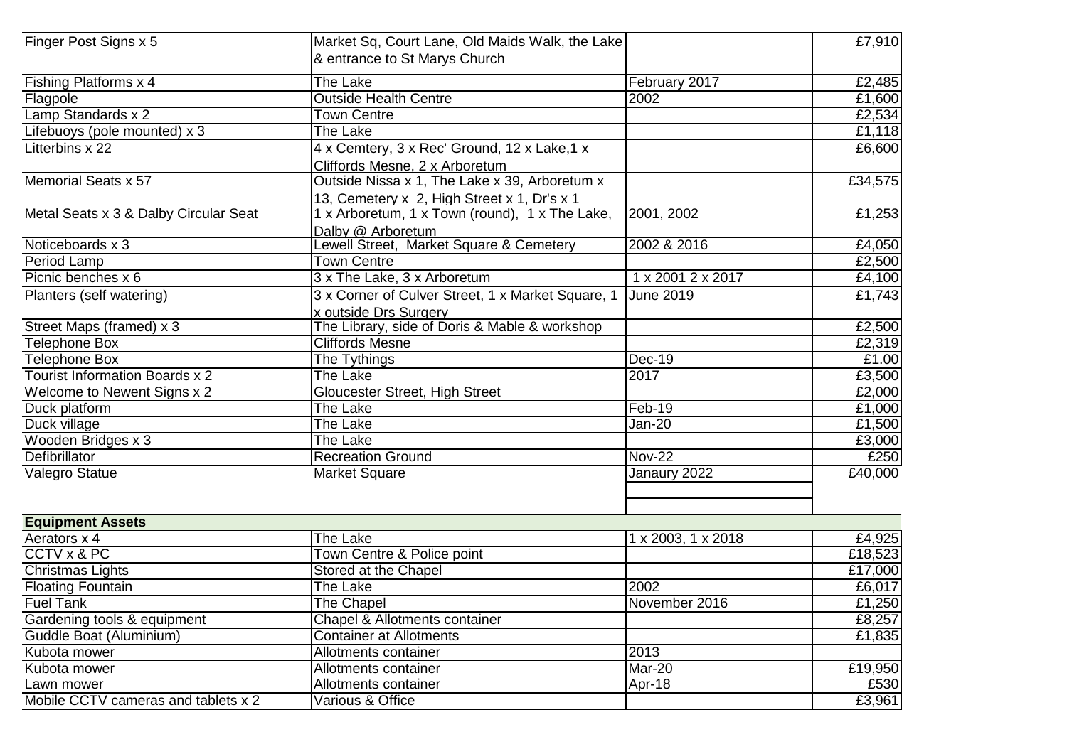| | | | |
|---|---|---|---|
| Finger Post Signs x 5 | Market Sq, Court Lane, Old Maids Walk, the Lake & entrance to St Marys Church | | £7,910 |
| Fishing Platforms x 4 | The Lake | February 2017 | £2,485 |
| Flagpole | Outside Health Centre | 2002 | £1,600 |
| Lamp Standards x 2 | Town Centre | | £2,534 |
| Lifebuoys (pole mounted) x 3 | The Lake | | £1,118 |
| Litterbins x 22 | 4 x Cemtery, 3 x Rec' Ground, 12 x Lake,1 x Cliffords Mesne, 2 x Arboretum | | £6,600 |
| Memorial Seats x 57 | Outside Nissa x 1, The Lake x 39, Arboretum x 13, Cemetery x 2, High Street x 1, Dr's x 1 | | £34,575 |
| Metal Seats x 3 & Dalby Circular Seat | 1 x Arboretum, 1 x Town (round), 1 x The Lake, Dalby @ Arboretum | 2001, 2002 | £1,253 |
| Noticeboards x 3 | Lewell Street, Market Square & Cemetery | 2002 & 2016 | £4,050 |
| Period Lamp | Town Centre | | £2,500 |
| Picnic benches x 6 | 3 x The Lake, 3 x Arboretum | 1 x 2001 2 x 2017 | £4,100 |
| Planters (self watering) | 3 x Corner of Culver Street, 1 x Market Square, 1 x outside Drs Surgery | June 2019 | £1,743 |
| Street Maps (framed) x 3 | The Library, side of Doris & Mable & workshop | | £2,500 |
| Telephone Box | Cliffords Mesne | | £2,319 |
| Telephone Box | The Tythings | Dec-19 | £1.00 |
| Tourist Information Boards x 2 | The Lake | 2017 | £3,500 |
| Welcome to Newent Signs x 2 | Gloucester Street, High Street | | £2,000 |
| Duck platform | The Lake | Feb-19 | £1,000 |
| Duck village | The Lake | Jan-20 | £1,500 |
| Wooden Bridges x 3 | The Lake | | £3,000 |
| Defibrillator | Recreation Ground | Nov-22 | £250 |
| Valegro Statue | Market Square | Janaury 2022 | £40,000 |
| | | | |
| **Equipment Assets** | | | |
| Aerators x 4 | The Lake | 1 x 2003, 1 x 2018 | £4,925 |
| CCTV x & PC | Town Centre & Police point | | £18,523 |
| Christmas Lights | Stored at the Chapel | | £17,000 |
| Floating Fountain | The Lake | 2002 | £6,017 |
| Fuel Tank | The Chapel | November 2016 | £1,250 |
| Gardening tools & equipment | Chapel & Allotments container | | £8,257 |
| Guddle Boat (Aluminium) | Container at Allotments | | £1,835 |
| Kubota mower | Allotments container | 2013 | |
| Kubota mower | Allotments container | Mar-20 | £19,950 |
| Lawn mower | Allotments container | Apr-18 | £530 |
| Mobile CCTV cameras and tablets x 2 | Various & Office | | £3,961 |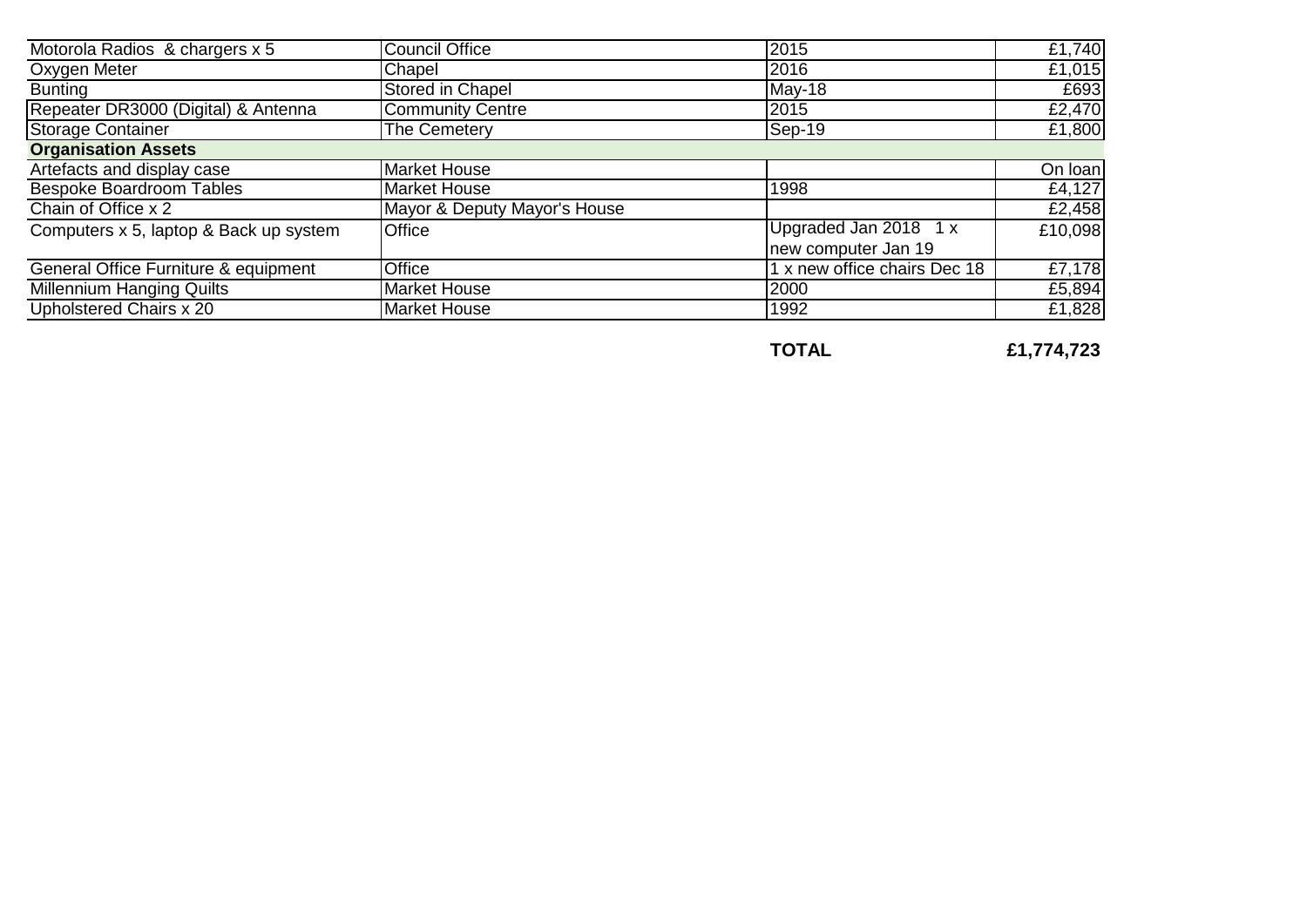| | | | |
|---|---|---|---|
| Motorola Radios & chargers x 5 | Council Office | 2015 | £1,740 |
| Oxygen Meter | Chapel | 2016 | £1,015 |
| Bunting | Stored in Chapel | May-18 | £693 |
| Repeater DR3000 (Digital) & Antenna | Community Centre | 2015 | £2,470 |
| Storage Container | The Cemetery | Sep-19 | £1,800 |
| **Organisation Assets** | | | |
| Artefacts and display case | Market House | | On loan |
| Bespoke Boardroom Tables | Market House | 1998 | £4,127 |
| Chain of Office x 2 | Mayor & Deputy Mayor's House | | £2,458 |
| Computers x 5, laptop & Back up system | Office | Upgraded Jan 2018 1 x new computer Jan 19 | £10,098 |
| General Office Furniture & equipment | Office | 1 x new office chairs Dec 18 | £7,178 |
| Millennium Hanging Quilts | Market House | 2000 | £5,894 |
| Upholstered Chairs x 20 | Market House | 1992 | £1,828 |
| | | **TOTAL** | **£1,774,723** |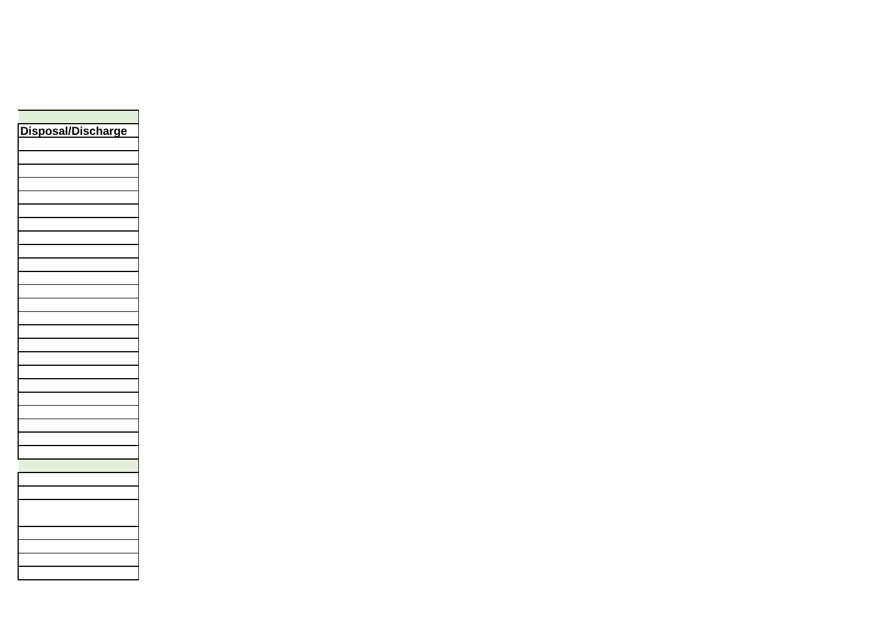| |
|---|
| **Disposal/Discharge** |
| |
| |
| |
| |
| |
| |
| |
| |
| |
| |
| |
| |
| |
| |
| |
| |
| |
| |
| |
| |
| |
| |
| |
| |
| |
| |
| |
| |
| |
| |
| |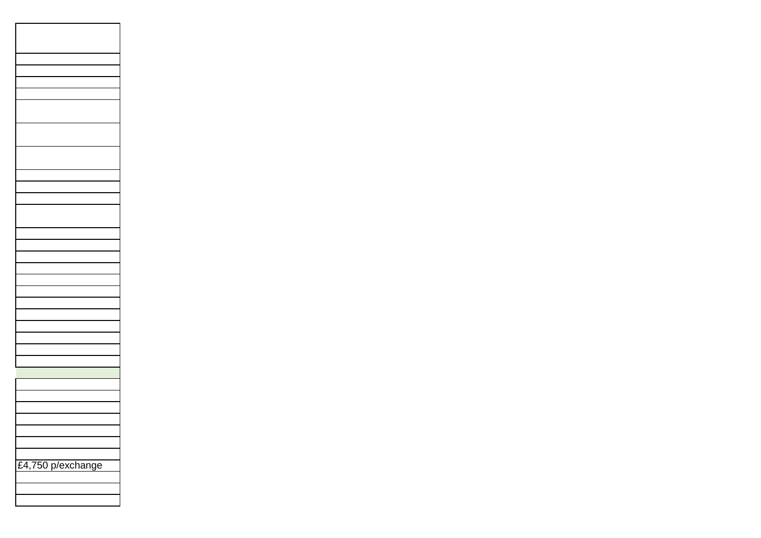| |
|---|
| |
| |
| |
| |
| |
| |
| |
| |
| |
| |
| |
| |
| |
| |
| |
| |
| |
| |
| |
| |
| |
| |
| |
| |
| |
| |
| |
| |
| |
| |
| £4,750 p/exchange |
| |
| |
| |